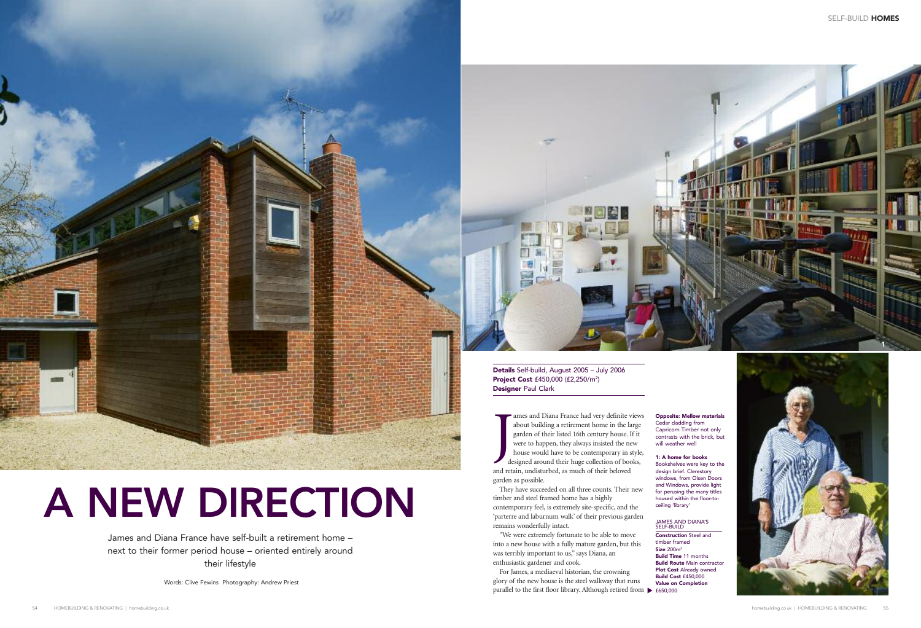# A NEW DIRECTION

James and Diana France have self-built a retirement home – next to their former period house – oriented entirely around their lifestyle

Words: Clive Fewins Photography: Andrew Priest

**Details** Self-build, August 2005 – July 2006
**Project Cost** £450,000 (£2,250/m²)
**Designer** Paul Clark

James and Diana France had very definite views about building a retirement home in the large garden of their listed 16th century house. If it were to happen, they always insisted the new house would have to be contemporary in style, designed around their huge collection of books, and retain, undisturbed, as much of their beloved garden as possible.

They have succeeded on all three counts. Their new timber and steel framed home has a highly contemporary feel, is extremely site-specific, and the 'parterre and laburnum walk' of their previous garden remains wonderfully intact.

"We were extremely fortunate to be able to move into a new house with a fully mature garden, but this was terribly important to us," says Diana, an enthusiastic gardener and cook.

For James, a mediaeval historian, the crowning glory of the new house is the steel walkway that runs parallel to the first floor library. Although retired from ▶

**Opposite: Mellow materials** Cedar cladding from Capricorn Timber not only contrasts with the brick, but will weather well

**1: A home for books** Bookshelves were key to the design brief. Clerestory windows, from Olsen Doors and Windows, provide light for perusing the many titles housed within the floor-to-ceiling 'library'

JAMES AND DIANA'S SELF-BUILD

**Construction** Steel and timber framed
**Size** 200m²
**Build Time** 11 months
**Build Route** Main contractor
**Plot Cost** Already owned
**Build Cost** £450,000
**Value on Completion** £650,000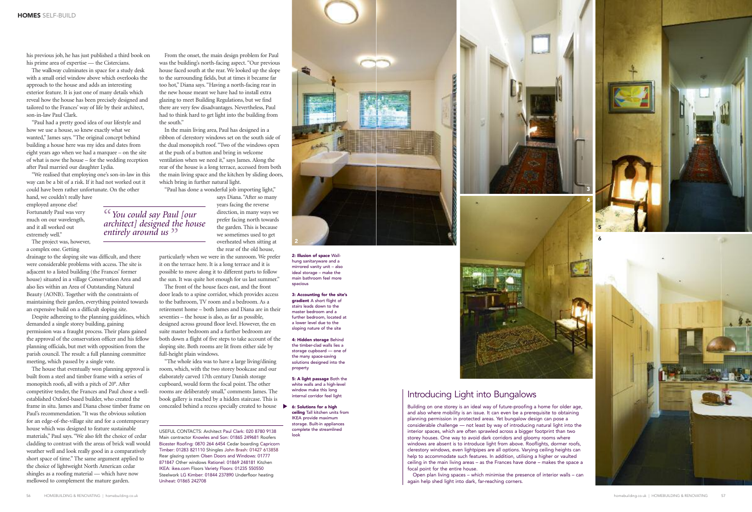his previous job, he has just published a third book on his prime area of expertise — the Cistercians.

The walkway culminates in space for a study desk with a small oriel window above which overlooks the approach to the house and adds an interesting exterior feature. It is just one of many details which reveal how the house has been precisely designed and tailored to the Frances' way of life by their architect, son-in-law Paul Clark.

"Paul had a pretty good idea of our lifestyle and how we use a house, so knew exactly what we wanted," James says. "The original concept behind building a house here was my idea and dates from eight years ago when we had a marquee – on the site of what is now the house – for the wedding reception after Paul married our daughter Lydia.

"We realised that employing one's son-in-law in this way can be a bit of a risk. If it had not worked out it could have been rather unfortunate. On the other hand, we couldn't really have employed anyone else! Fortunately Paul was very much on our wavelength, and it all worked out extremely well."

> *"You could say Paul [our architect] designed the house entirely around us"*

The project was, however, a complex one. Getting drainage to the sloping site was difficult, and there were considerable problems with access. The site is adjacent to a listed building (the Frances' former house) situated in a village Conservation Area and also lies within an Area of Outstanding Natural Beauty (AONB). Together with the constraints of maintaining their garden, everything pointed towards an expensive build on a difficult sloping site.

Despite adhereing to the planning guidelines, which demanded a single storey building, gaining permission was a fraught process. Their plans gained the approval of the conservation officer and his fellow planning officials, but met with opposition from the parish council. The result: a full planning committee meeting, which passed by a single vote.

The house that eventually won planning approval is built from a steel and timber frame with a series of monopitch roofs, all with a pitch of 20°. After competitive tender, the Frances and Paul chose a well-established Oxford-based builder, who created the frame in situ. James and Diana chose timber frame on Paul's recommendation. "It was the obvious solution for an edge-of-the-village site and for a contemporary house which was designed to feature sustainable materials," Paul says. "We also felt the choice of cedar cladding to contrast with the areas of brick wall would weather well and look really good in a comparatively short space of time." The same argument applied to the choice of lightweight North American cedar shingles as a roofing material — which have now mellowed to complement the mature garden.

From the onset, the main design problem for Paul was the building's north-facing aspect. "Our previous house faced south at the rear. We looked up the slope to the surrounding fields, but at times it became far too hot," Diana says. "Having a north-facing rear in the new house meant we have had to install extra glazing to meet Building Regulations, but we find there are very few disadvantages. Nevertheless, Paul had to think hard to get light into the building from the south."

In the main living area, Paul has designed in a ribbon of clerestory windows set on the south side of the dual monopitch roof. "Two of the windows open at the push of a button and bring in welcome ventilation when we need it," says James. Along the rear of the house is a long terrace, accessed from both the main living space and the kitchen by sliding doors, which bring in further natural light.

"Paul has done a wonderful job importing light," says Diana. "After so many years facing the reverse direction, in many ways we prefer facing north towards the garden. This is because we sometimes used to get overheated when sitting at the rear of the old house, particularly when we were in the sunroom. We prefer it on the terrace here. It is a long terrace and it is possible to move along it to different parts to follow the sun. It was quite hot enough for us last summer."

The front of the house faces east, and the front door leads to a spine corridor, which provides access to the bathroom, TV room and a bedroom. As a retirement home – both James and Diana are in their seventies – the house is also, as far as possible, designed across ground floor level. However, the en suite master bedroom and a further bedroom are both down a flight of five steps to take account of the sloping site. Both rooms are lit from either side by full-height plain windows.

"The whole idea was to have a large living/dining room, which, with the two storey bookcase and our elaborately carved 17th century Danish storage cupboard, would form the focal point. The other rooms are deliberately small," comments James. The book gallery is reached by a hidden staircase. This is concealed behind a recess specially created to house ▶

USEFUL CONTACTS: Architect Paul Clark: 020 8780 9138 Main contractor Knowles and Son: 01865 249681 Roofers Bicester Roofing: 0870 264 6454 Cedar boarding Capricorn Timber: 01283 821110 Shingles John Brash: 01427 613858 Rear glazing system Olsen Doors and Windows: 01777 871847 Other windows Rationel: 01869 248181 Kitchen IKEA: ikea.com Floors Variety Floors: 01235 550550 Steelwork LG Kimber: 01844 237890 Underfloor heating Uniheat: 01865 242708

**2: Illusion of space** Wall-hung sanitaryware and a mirrored vanity unit – also ideal storage – make the main bathroom feel more spacious

**3: Accounting for the site's gradient** A short flight of stairs leads down to the master bedroom and a further bedroom, located at a lower level due to the sloping nature of the site

**4: Hidden storage** Behind the timber-clad walls lies a storage cupboard — one of the many space-saving solutions designed into the property

**5: A light passage** Both the white walls and a high-level window make this long internal corridor feel light

**6: Solutions for a high ceiling** Tall kitchen units from IKEA provide maximum storage. Built-in appliances complete the streamlined look

## Introducing Light into Bungalows

Building on one storey is an ideal way of future-proofing a home for older age, and also where mobility is an issue. It can even be a prerequisite to obtaining planning permission in protected areas. Yet bungalow design can pose a considerable challenge — not least by way of introducing natural light into the interior spaces, which are often sprawled across a bigger footprint than two storey houses. One way to avoid dark corridors and gloomy rooms where windows are absent is to introduce light from above. Rooflights, dormer roofs, clerestory windows, even lightpipes are all options. Varying ceiling heights can help to accommodate such features. In addition, utilising a higher or vaulted ceiling in the main living areas – as the Frances have done – makes the space a focal point for the entire house.

Open plan living spaces – which minimise the presence of interior walls – can again help shed light into dark, far-reaching corners.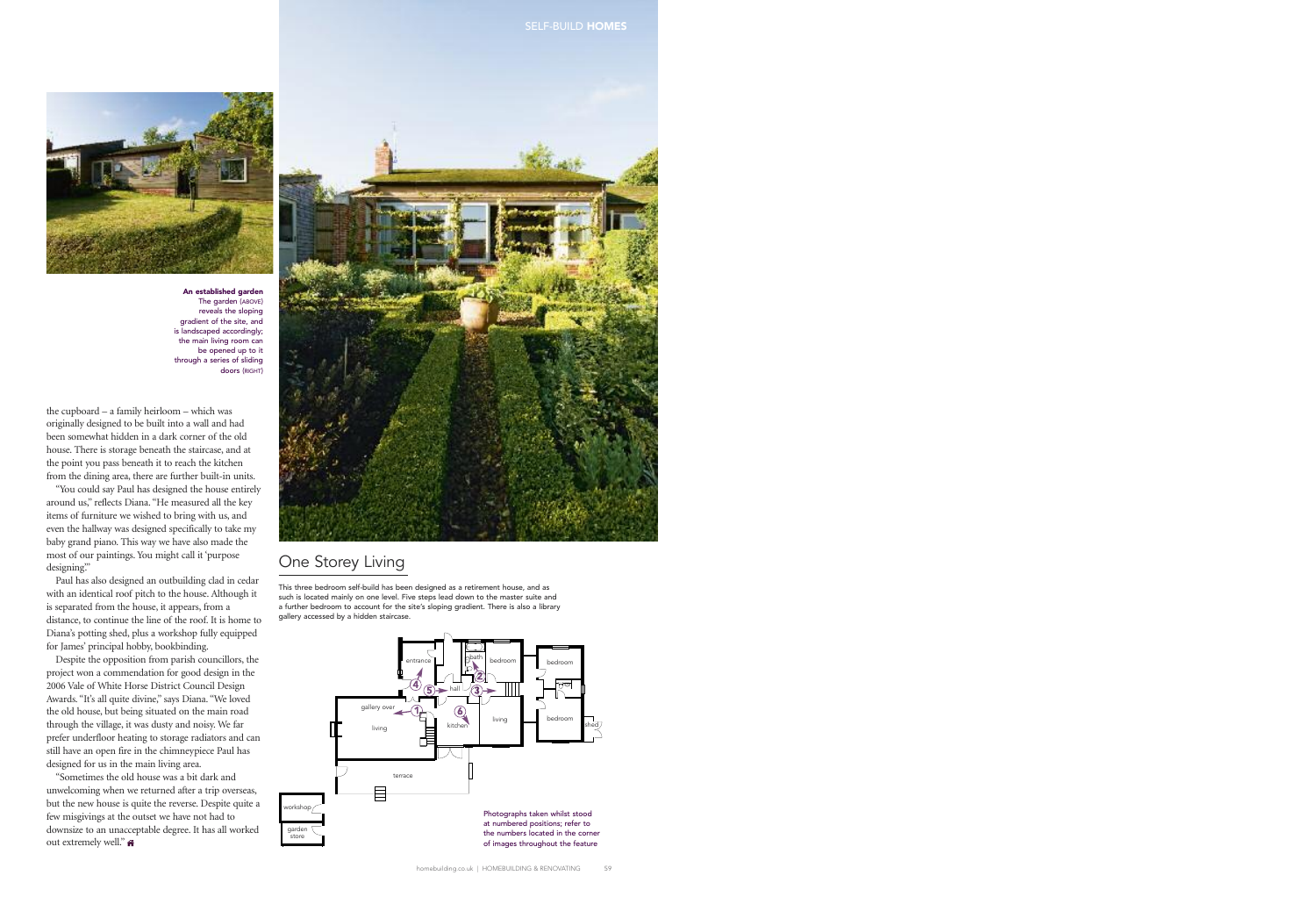**An established garden** The garden (ABOVE) reveals the sloping gradient of the site, and is landscaped accordingly; the main living room can be opened up to it through a series of sliding doors (RIGHT)

the cupboard – a family heirloom – which was originally designed to be built into a wall and had been somewhat hidden in a dark corner of the old house. There is storage beneath the staircase, and at the point you pass beneath it to reach the kitchen from the dining area, there are further built-in units.

"You could say Paul has designed the house entirely around us," reflects Diana. "He measured all the key items of furniture we wished to bring with us, and even the hallway was designed specifically to take my baby grand piano. This way we have also made the most of our paintings. You might call it 'purpose designing'."

Paul has also designed an outbuilding clad in cedar with an identical roof pitch to the house. Although it is separated from the house, it appears, from a distance, to continue the line of the roof. It is home to Diana's potting shed, plus a workshop fully equipped for James' principal hobby, bookbinding.

Despite the opposition from parish councillors, the project won a commendation for good design in the 2006 Vale of White Horse District Council Design Awards. "It's all quite divine," says Diana. "We loved the old house, but being situated on the main road through the village, it was dusty and noisy. We far prefer underfloor heating to storage radiators and can still have an open fire in the chimneypiece Paul has designed for us in the main living area.

"Sometimes the old house was a bit dark and unwelcoming when we returned after a trip overseas, but the new house is quite the reverse. Despite quite a few misgivings at the outset we have not had to downsize to an unacceptable degree. It has all worked out extremely well."

## One Storey Living

This three bedroom self-build has been designed as a retirement house, and as such is located mainly on one level. Five steps lead down to the master suite and a further bedroom to account for the site's sloping gradient. There is also a library gallery accessed by a hidden staircase.

entrance
bath
bedroom
bedroom
hall
gallery over
living
kitchen
living
bedroom
shed
terrace
workshop
garden store
1 2 3 4 5 6

Photographs taken whilst stood at numbered positions; refer to the numbers located in the corner of images throughout the feature